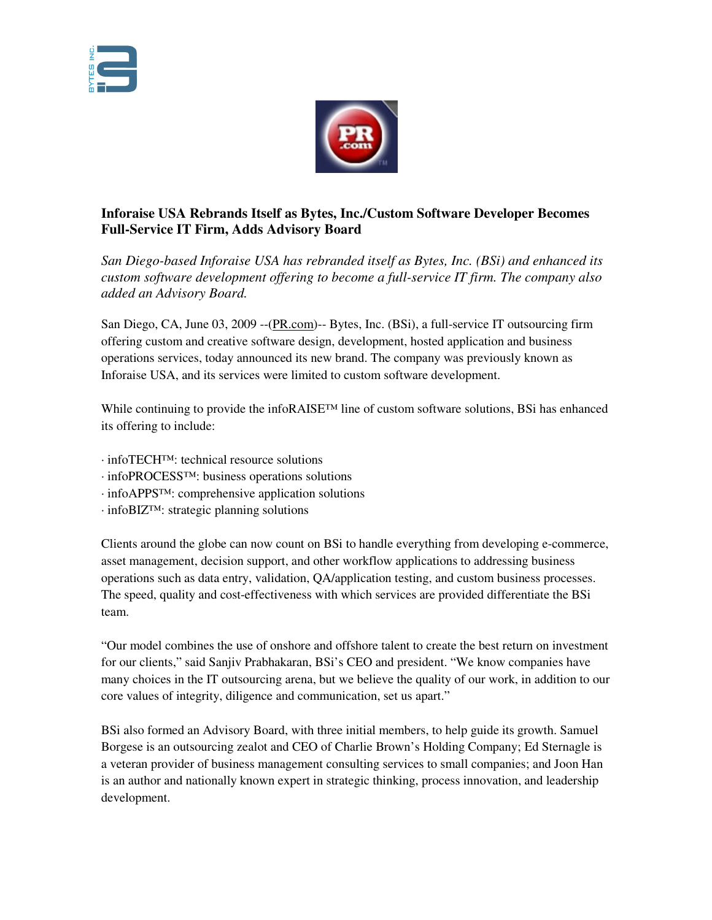**Inforaise USA Rebrands Itself as Bytes, Inc./Custom Software Developer Becomes Full-Service IT Firm, Adds Advisory Board**

*San Diego-based Inforaise USA has rebranded itself as Bytes, Inc. (BSi) and enhanced its custom software development offering to become a full-service IT firm. The company also added an Advisory Board.*

San Diego, CA, June 03, 2009 --(PR.com)-- Bytes, Inc. (BSi), a full-service IT outsourcing firm offering custom and creative software design, development, hosted application and business operations services, today announced its new brand. The company was previously known as Inforaise USA, and its services were limited to custom software development.

While continuing to provide the infoRAISE™ line of custom software solutions, BSi has enhanced its offering to include:

· infoTECH™: technical resource solutions
· infoPROCESS™: business operations solutions
· infoAPPS™: comprehensive application solutions
· infoBIZ™: strategic planning solutions

Clients around the globe can now count on BSi to handle everything from developing e-commerce, asset management, decision support, and other workflow applications to addressing business operations such as data entry, validation, QA/application testing, and custom business processes. The speed, quality and cost-effectiveness with which services are provided differentiate the BSi team.

"Our model combines the use of onshore and offshore talent to create the best return on investment for our clients," said Sanjiv Prabhakaran, BSi's CEO and president. "We know companies have many choices in the IT outsourcing arena, but we believe the quality of our work, in addition to our core values of integrity, diligence and communication, set us apart."

BSi also formed an Advisory Board, with three initial members, to help guide its growth. Samuel Borgese is an outsourcing zealot and CEO of Charlie Brown's Holding Company; Ed Sternagle is a veteran provider of business management consulting services to small companies; and Joon Han is an author and nationally known expert in strategic thinking, process innovation, and leadership development.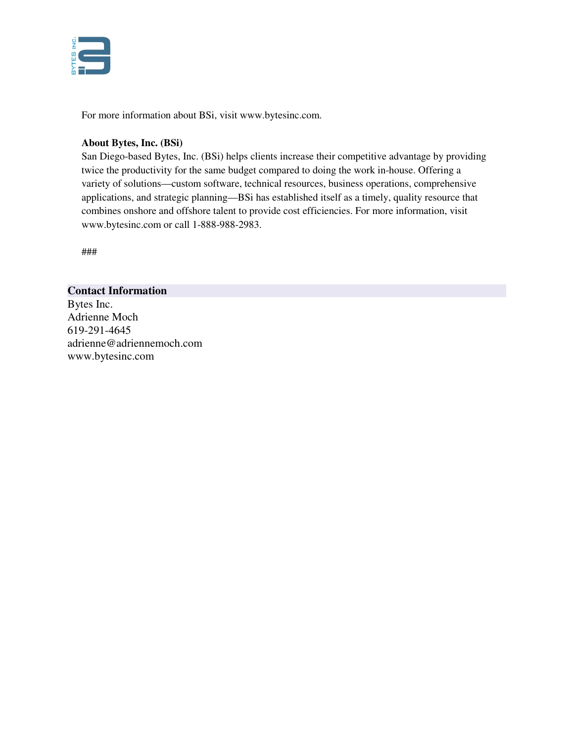For more information about BSi, visit www.bytesinc.com.

**About Bytes, Inc. (BSi)**

San Diego-based Bytes, Inc. (BSi) helps clients increase their competitive advantage by providing twice the productivity for the same budget compared to doing the work in-house. Offering a variety of solutions—custom software, technical resources, business operations, comprehensive applications, and strategic planning—BSi has established itself as a timely, quality resource that combines onshore and offshore talent to provide cost efficiencies. For more information, visit www.bytesinc.com or call 1-888-988-2983.

###

**Contact Information**

Bytes Inc.
Adrienne Moch
619-291-4645
adrienne@adriennemoch.com
www.bytesinc.com